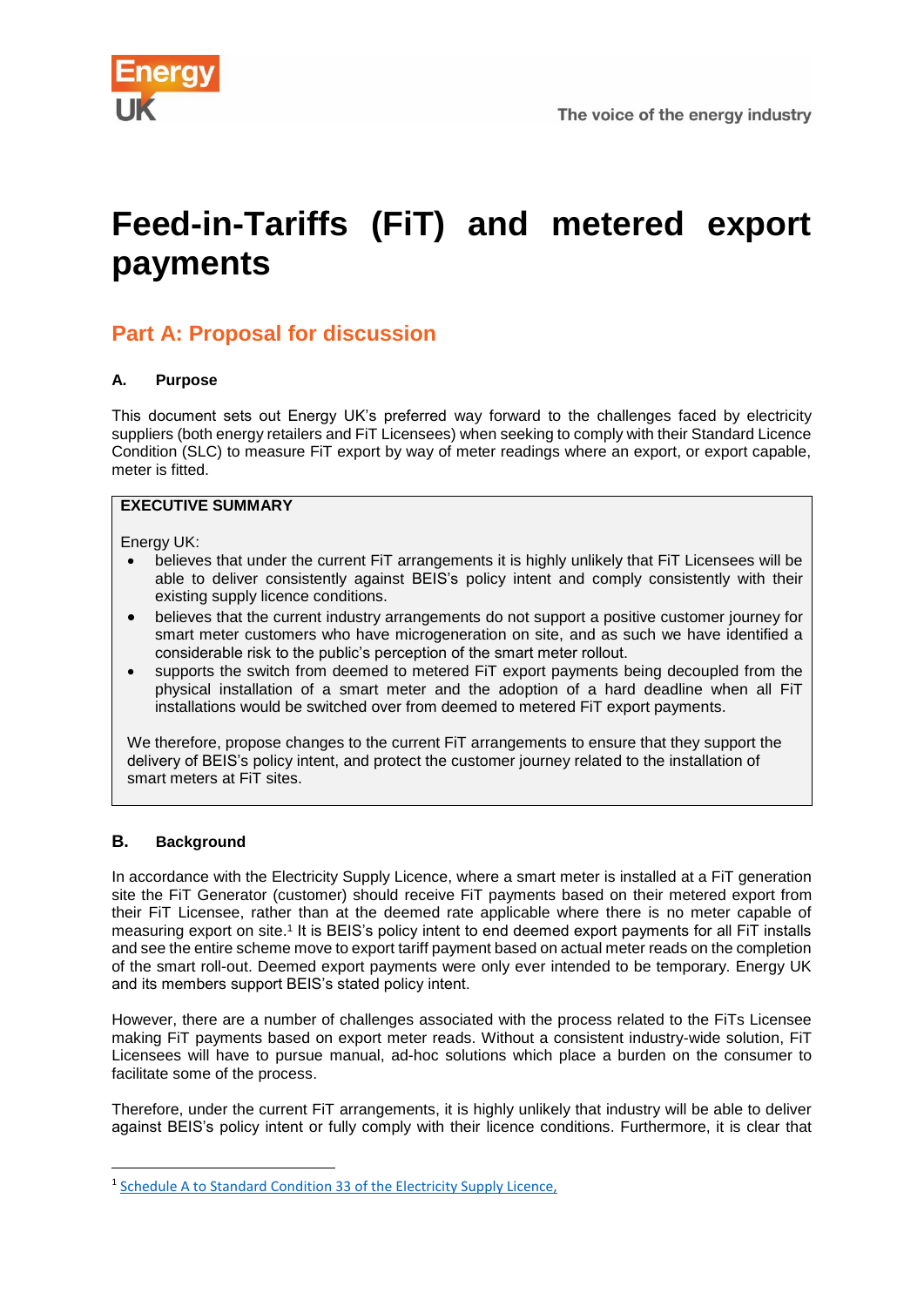# Feed-in-Tariffs (FiT) and metered export payments

## Part A: Proposal for discussion

### A. Purpose

This document sets out Energy UK's preferred way forward to the challenges faced by electricity suppliers (both energy retailers and FiT Licensees) when seeking to comply with their Standard Licence Condition (SLC) to measure FiT export by way of meter readings where an export, or export capable, meter is fitted.

**EXECUTIVE SUMMARY**

Energy UK:

- believes that under the current FiT arrangements it is highly unlikely that FiT Licensees will be able to deliver consistently against BEIS's policy intent and comply consistently with their existing supply licence conditions.
- believes that the current industry arrangements do not support a positive customer journey for smart meter customers who have microgeneration on site, and as such we have identified a considerable risk to the public's perception of the smart meter rollout.
- supports the switch from deemed to metered FiT export payments being decoupled from the physical installation of a smart meter and the adoption of a hard deadline when all FiT installations would be switched over from deemed to metered FiT export payments.

We therefore, propose changes to the current FiT arrangements to ensure that they support the delivery of BEIS's policy intent, and protect the customer journey related to the installation of smart meters at FiT sites.

### B. Background

In accordance with the Electricity Supply Licence, where a smart meter is installed at a FiT generation site the FiT Generator (customer) should receive FiT payments based on their metered export from their FiT Licensee, rather than at the deemed rate applicable where there is no meter capable of measuring export on site.[1] It is BEIS's policy intent to end deemed export payments for all FiT installs and see the entire scheme move to export tariff payment based on actual meter reads on the completion of the smart roll-out. Deemed export payments were only ever intended to be temporary. Energy UK and its members support BEIS's stated policy intent.

However, there are a number of challenges associated with the process related to the FiTs Licensee making FiT payments based on export meter reads. Without a consistent industry-wide solution, FiT Licensees will have to pursue manual, ad-hoc solutions which place a burden on the consumer to facilitate some of the process.

Therefore, under the current FiT arrangements, it is highly unlikely that industry will be able to deliver against BEIS's policy intent or fully comply with their licence conditions. Furthermore, it is clear that

---

[1] Schedule A to Standard Condition 33 of the Electricity Supply Licence,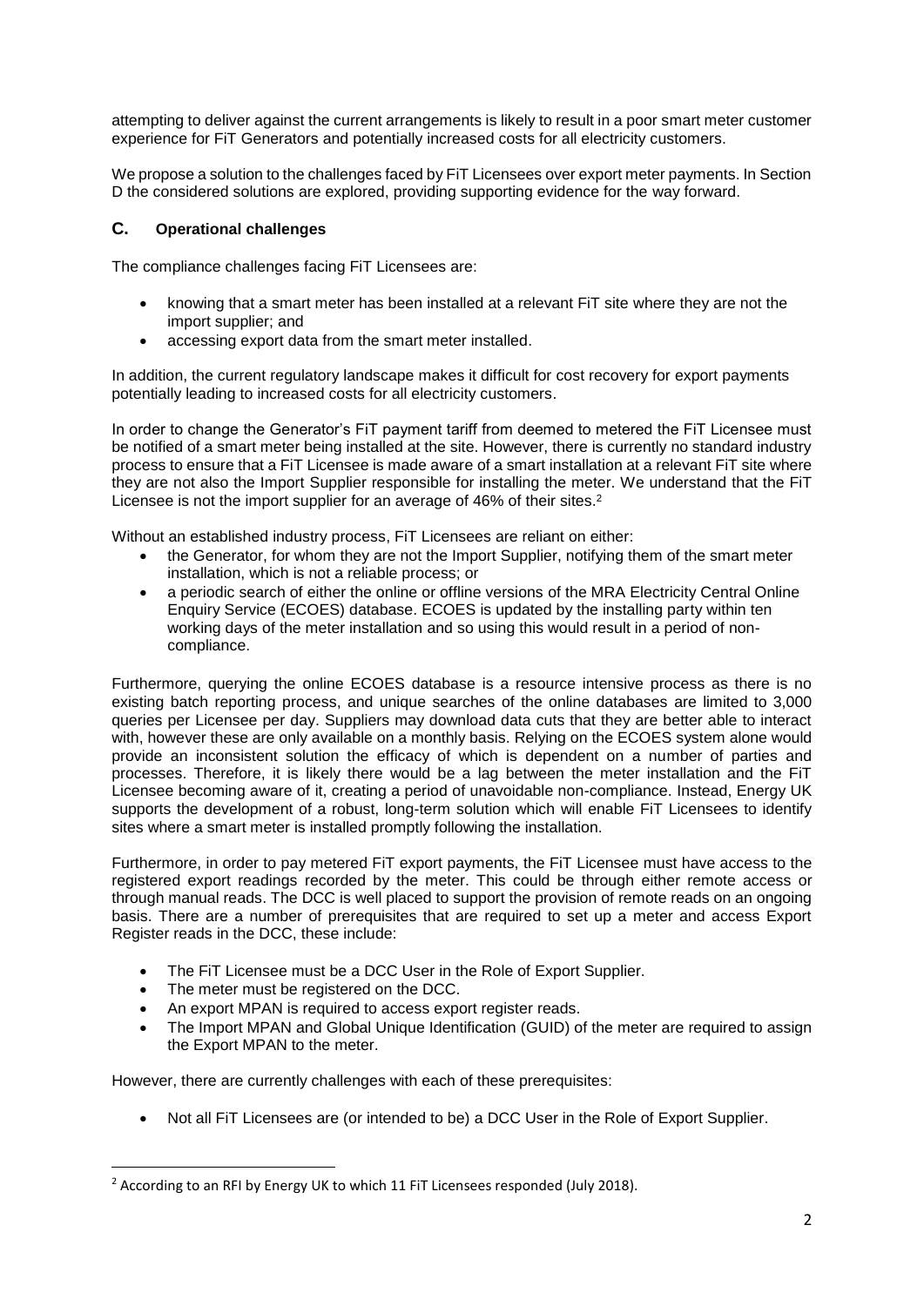attempting to deliver against the current arrangements is likely to result in a poor smart meter customer experience for FiT Generators and potentially increased costs for all electricity customers.

We propose a solution to the challenges faced by FiT Licensees over export meter payments. In Section D the considered solutions are explored, providing supporting evidence for the way forward.

## C. Operational challenges

The compliance challenges facing FiT Licensees are:

- knowing that a smart meter has been installed at a relevant FiT site where they are not the import supplier; and
- accessing export data from the smart meter installed.

In addition, the current regulatory landscape makes it difficult for cost recovery for export payments potentially leading to increased costs for all electricity customers.

In order to change the Generator's FiT payment tariff from deemed to metered the FiT Licensee must be notified of a smart meter being installed at the site. However, there is currently no standard industry process to ensure that a FiT Licensee is made aware of a smart installation at a relevant FiT site where they are not also the Import Supplier responsible for installing the meter. We understand that the FiT Licensee is not the import supplier for an average of 46% of their sites.[2]

Without an established industry process, FiT Licensees are reliant on either:

- the Generator, for whom they are not the Import Supplier, notifying them of the smart meter installation, which is not a reliable process; or
- a periodic search of either the online or offline versions of the MRA Electricity Central Online Enquiry Service (ECOES) database. ECOES is updated by the installing party within ten working days of the meter installation and so using this would result in a period of non-compliance.

Furthermore, querying the online ECOES database is a resource intensive process as there is no existing batch reporting process, and unique searches of the online databases are limited to 3,000 queries per Licensee per day. Suppliers may download data cuts that they are better able to interact with, however these are only available on a monthly basis. Relying on the ECOES system alone would provide an inconsistent solution the efficacy of which is dependent on a number of parties and processes. Therefore, it is likely there would be a lag between the meter installation and the FiT Licensee becoming aware of it, creating a period of unavoidable non-compliance. Instead, Energy UK supports the development of a robust, long-term solution which will enable FiT Licensees to identify sites where a smart meter is installed promptly following the installation.

Furthermore, in order to pay metered FiT export payments, the FiT Licensee must have access to the registered export readings recorded by the meter. This could be through either remote access or through manual reads. The DCC is well placed to support the provision of remote reads on an ongoing basis. There are a number of prerequisites that are required to set up a meter and access Export Register reads in the DCC, these include:

- The FiT Licensee must be a DCC User in the Role of Export Supplier.
- The meter must be registered on the DCC.
- An export MPAN is required to access export register reads.
- The Import MPAN and Global Unique Identification (GUID) of the meter are required to assign the Export MPAN to the meter.

However, there are currently challenges with each of these prerequisites:

- Not all FiT Licensees are (or intended to be) a DCC User in the Role of Export Supplier.

[2] According to an RFI by Energy UK to which 11 FiT Licensees responded (July 2018).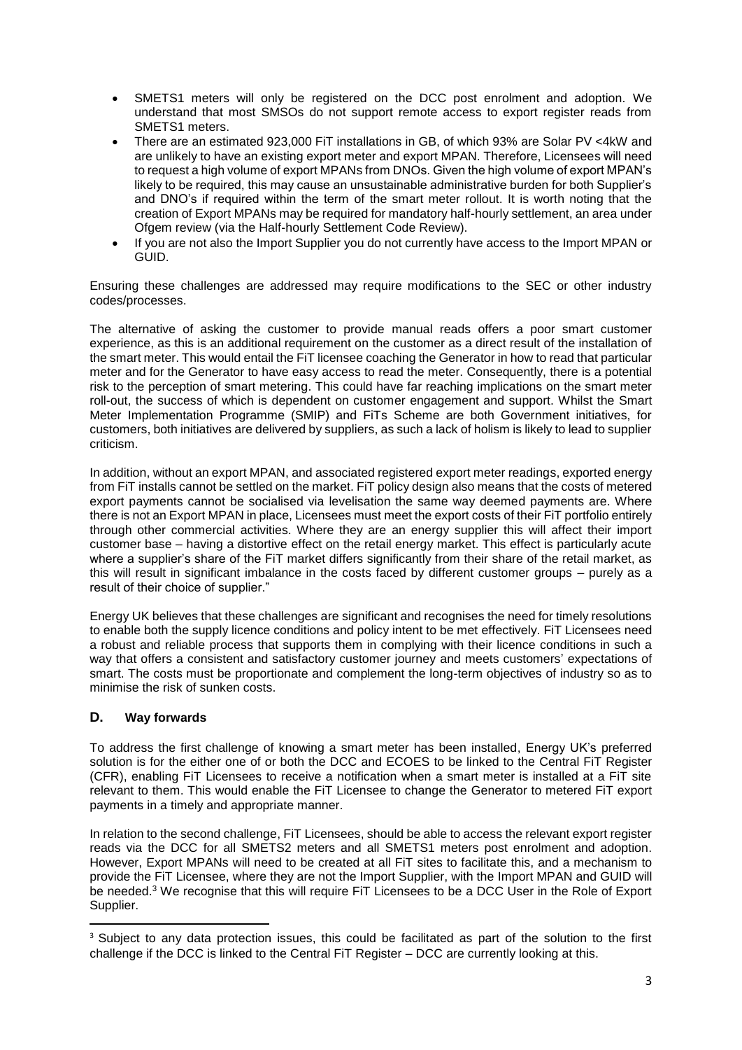- SMETS1 meters will only be registered on the DCC post enrolment and adoption. We understand that most SMSOs do not support remote access to export register reads from SMETS1 meters.
- There are an estimated 923,000 FiT installations in GB, of which 93% are Solar PV <4kW and are unlikely to have an existing export meter and export MPAN. Therefore, Licensees will need to request a high volume of export MPANs from DNOs. Given the high volume of export MPAN's likely to be required, this may cause an unsustainable administrative burden for both Supplier's and DNO's if required within the term of the smart meter rollout. It is worth noting that the creation of Export MPANs may be required for mandatory half-hourly settlement, an area under Ofgem review (via the Half-hourly Settlement Code Review).
- If you are not also the Import Supplier you do not currently have access to the Import MPAN or GUID.

Ensuring these challenges are addressed may require modifications to the SEC or other industry codes/processes.

The alternative of asking the customer to provide manual reads offers a poor smart customer experience, as this is an additional requirement on the customer as a direct result of the installation of the smart meter. This would entail the FiT licensee coaching the Generator in how to read that particular meter and for the Generator to have easy access to read the meter. Consequently, there is a potential risk to the perception of smart metering. This could have far reaching implications on the smart meter roll-out, the success of which is dependent on customer engagement and support. Whilst the Smart Meter Implementation Programme (SMIP) and FiTs Scheme are both Government initiatives, for customers, both initiatives are delivered by suppliers, as such a lack of holism is likely to lead to supplier criticism.

In addition, without an export MPAN, and associated registered export meter readings, exported energy from FiT installs cannot be settled on the market. FiT policy design also means that the costs of metered export payments cannot be socialised via levelisation the same way deemed payments are. Where there is not an Export MPAN in place, Licensees must meet the export costs of their FiT portfolio entirely through other commercial activities. Where they are an energy supplier this will affect their import customer base – having a distortive effect on the retail energy market. This effect is particularly acute where a supplier's share of the FiT market differs significantly from their share of the retail market, as this will result in significant imbalance in the costs faced by different customer groups – purely as a result of their choice of supplier."

Energy UK believes that these challenges are significant and recognises the need for timely resolutions to enable both the supply licence conditions and policy intent to be met effectively. FiT Licensees need a robust and reliable process that supports them in complying with their licence conditions in such a way that offers a consistent and satisfactory customer journey and meets customers' expectations of smart. The costs must be proportionate and complement the long-term objectives of industry so as to minimise the risk of sunken costs.

## D. Way forwards

To address the first challenge of knowing a smart meter has been installed, Energy UK's preferred solution is for the either one of or both the DCC and ECOES to be linked to the Central FiT Register (CFR), enabling FiT Licensees to receive a notification when a smart meter is installed at a FiT site relevant to them. This would enable the FiT Licensee to change the Generator to metered FiT export payments in a timely and appropriate manner.

In relation to the second challenge, FiT Licensees, should be able to access the relevant export register reads via the DCC for all SMETS2 meters and all SMETS1 meters post enrolment and adoption. However, Export MPANs will need to be created at all FiT sites to facilitate this, and a mechanism to provide the FiT Licensee, where they are not the Import Supplier, with the Import MPAN and GUID will be needed.[3] We recognise that this will require FiT Licensees to be a DCC User in the Role of Export Supplier.

[3] Subject to any data protection issues, this could be facilitated as part of the solution to the first challenge if the DCC is linked to the Central FiT Register – DCC are currently looking at this.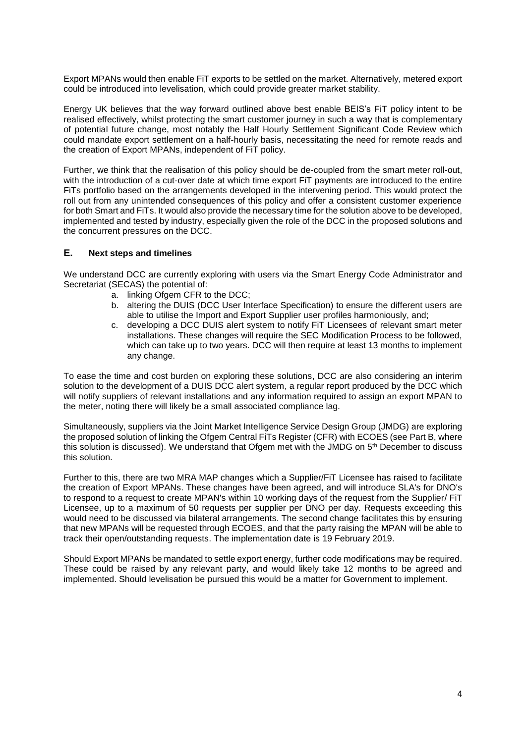Export MPANs would then enable FiT exports to be settled on the market. Alternatively, metered export could be introduced into levelisation, which could provide greater market stability.

Energy UK believes that the way forward outlined above best enable BEIS's FiT policy intent to be realised effectively, whilst protecting the smart customer journey in such a way that is complementary of potential future change, most notably the Half Hourly Settlement Significant Code Review which could mandate export settlement on a half-hourly basis, necessitating the need for remote reads and the creation of Export MPANs, independent of FiT policy.

Further, we think that the realisation of this policy should be de-coupled from the smart meter roll-out, with the introduction of a cut-over date at which time export FiT payments are introduced to the entire FiTs portfolio based on the arrangements developed in the intervening period. This would protect the roll out from any unintended consequences of this policy and offer a consistent customer experience for both Smart and FiTs. It would also provide the necessary time for the solution above to be developed, implemented and tested by industry, especially given the role of the DCC in the proposed solutions and the concurrent pressures on the DCC.

## E. Next steps and timelines

We understand DCC are currently exploring with users via the Smart Energy Code Administrator and Secretariat (SECAS) the potential of:

a. linking Ofgem CFR to the DCC;
b. altering the DUIS (DCC User Interface Specification) to ensure the different users are able to utilise the Import and Export Supplier user profiles harmoniously, and;
c. developing a DCC DUIS alert system to notify FiT Licensees of relevant smart meter installations. These changes will require the SEC Modification Process to be followed, which can take up to two years. DCC will then require at least 13 months to implement any change.

To ease the time and cost burden on exploring these solutions, DCC are also considering an interim solution to the development of a DUIS DCC alert system, a regular report produced by the DCC which will notify suppliers of relevant installations and any information required to assign an export MPAN to the meter, noting there will likely be a small associated compliance lag.

Simultaneously, suppliers via the Joint Market Intelligence Service Design Group (JMDG) are exploring the proposed solution of linking the Ofgem Central FiTs Register (CFR) with ECOES (see Part B, where this solution is discussed). We understand that Ofgem met with the JMDG on 5th December to discuss this solution.

Further to this, there are two MRA MAP changes which a Supplier/FiT Licensee has raised to facilitate the creation of Export MPANs. These changes have been agreed, and will introduce SLA's for DNO's to respond to a request to create MPAN's within 10 working days of the request from the Supplier/ FiT Licensee, up to a maximum of 50 requests per supplier per DNO per day. Requests exceeding this would need to be discussed via bilateral arrangements. The second change facilitates this by ensuring that new MPANs will be requested through ECOES, and that the party raising the MPAN will be able to track their open/outstanding requests. The implementation date is 19 February 2019.

Should Export MPANs be mandated to settle export energy, further code modifications may be required. These could be raised by any relevant party, and would likely take 12 months to be agreed and implemented. Should levelisation be pursued this would be a matter for Government to implement.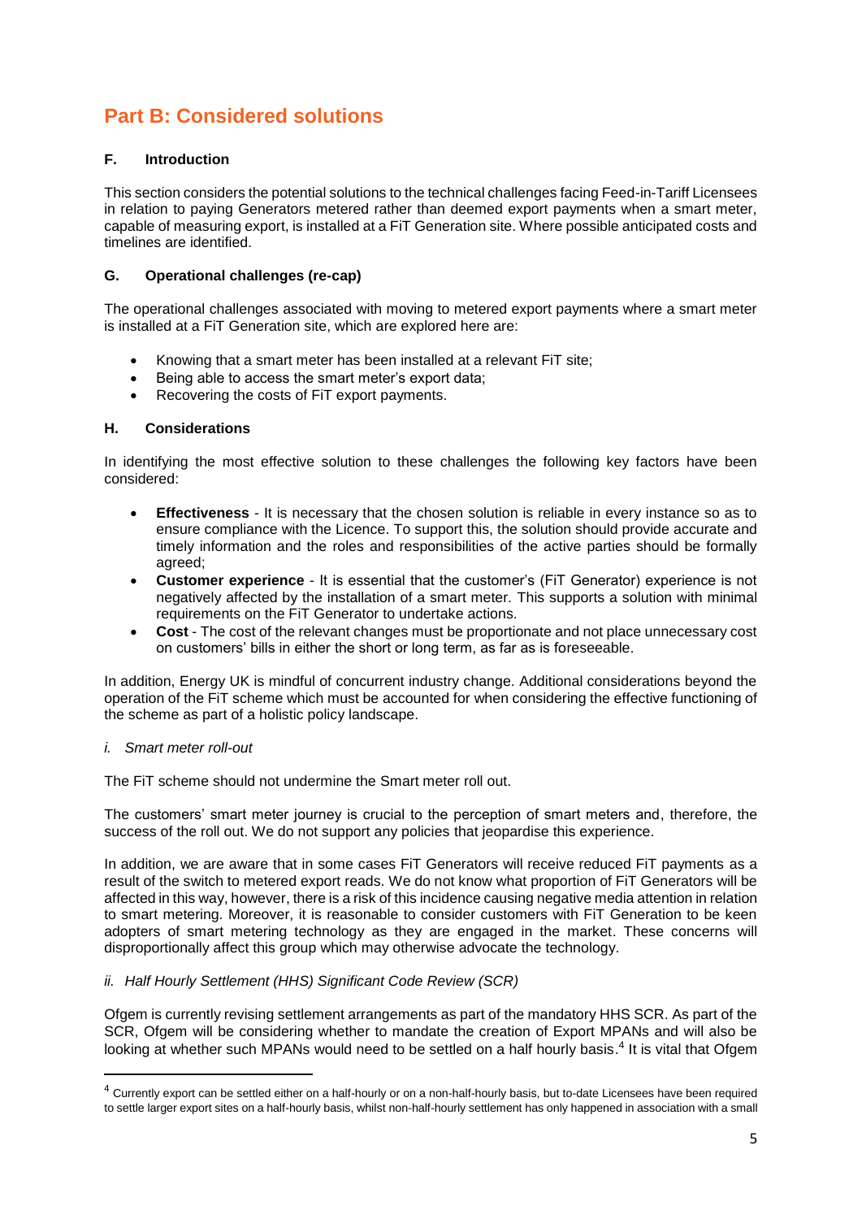# Part B: Considered solutions

### F. Introduction

This section considers the potential solutions to the technical challenges facing Feed-in-Tariff Licensees in relation to paying Generators metered rather than deemed export payments when a smart meter, capable of measuring export, is installed at a FiT Generation site. Where possible anticipated costs and timelines are identified.

### G. Operational challenges (re-cap)

The operational challenges associated with moving to metered export payments where a smart meter is installed at a FiT Generation site, which are explored here are:

- Knowing that a smart meter has been installed at a relevant FiT site;
- Being able to access the smart meter's export data;
- Recovering the costs of FiT export payments.

### H. Considerations

In identifying the most effective solution to these challenges the following key factors have been considered:

- **Effectiveness** - It is necessary that the chosen solution is reliable in every instance so as to ensure compliance with the Licence. To support this, the solution should provide accurate and timely information and the roles and responsibilities of the active parties should be formally agreed;
- **Customer experience** - It is essential that the customer's (FiT Generator) experience is not negatively affected by the installation of a smart meter. This supports a solution with minimal requirements on the FiT Generator to undertake actions.
- **Cost** - The cost of the relevant changes must be proportionate and not place unnecessary cost on customers' bills in either the short or long term, as far as is foreseeable.

In addition, Energy UK is mindful of concurrent industry change. Additional considerations beyond the operation of the FiT scheme which must be accounted for when considering the effective functioning of the scheme as part of a holistic policy landscape.

*i. Smart meter roll-out*

The FiT scheme should not undermine the Smart meter roll out.

The customers' smart meter journey is crucial to the perception of smart meters and, therefore, the success of the roll out. We do not support any policies that jeopardise this experience.

In addition, we are aware that in some cases FiT Generators will receive reduced FiT payments as a result of the switch to metered export reads. We do not know what proportion of FiT Generators will be affected in this way, however, there is a risk of this incidence causing negative media attention in relation to smart metering. Moreover, it is reasonable to consider customers with FiT Generation to be keen adopters of smart metering technology as they are engaged in the market. These concerns will disproportionally affect this group which may otherwise advocate the technology.

*ii. Half Hourly Settlement (HHS) Significant Code Review (SCR)*

Ofgem is currently revising settlement arrangements as part of the mandatory HHS SCR. As part of the SCR, Ofgem will be considering whether to mandate the creation of Export MPANs and will also be looking at whether such MPANs would need to be settled on a half hourly basis.[4] It is vital that Ofgem

[4] Currently export can be settled either on a half-hourly or on a non-half-hourly basis, but to-date Licensees have been required to settle larger export sites on a half-hourly basis, whilst non-half-hourly settlement has only happened in association with a small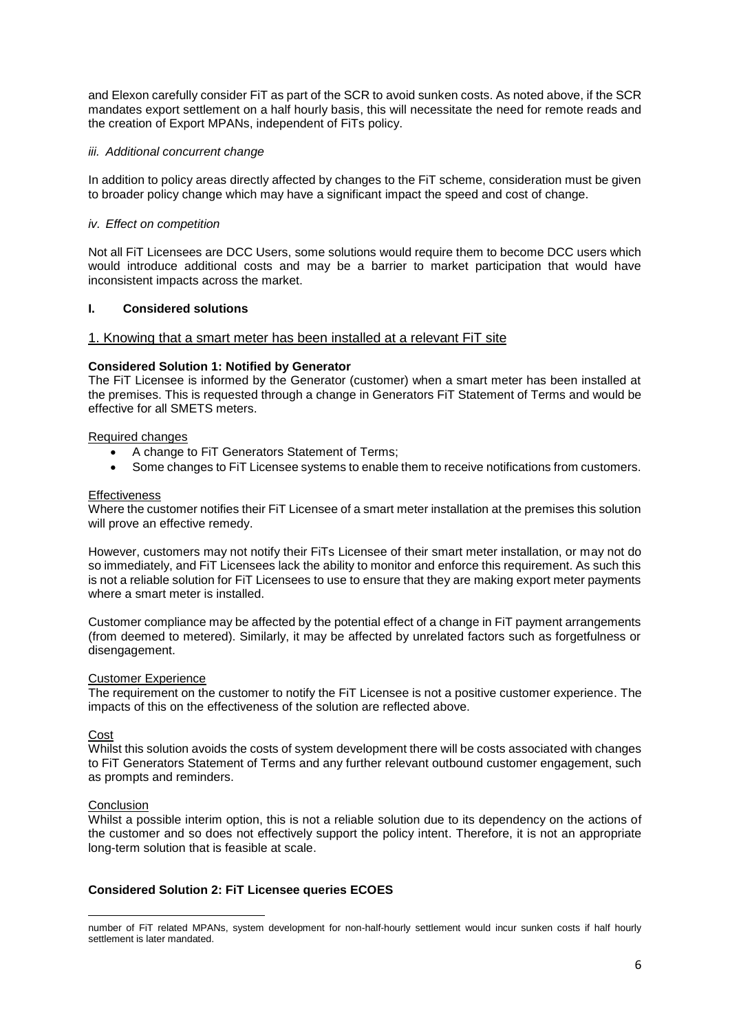and Elexon carefully consider FiT as part of the SCR to avoid sunken costs. As noted above, if the SCR mandates export settlement on a half hourly basis, this will necessitate the need for remote reads and the creation of Export MPANs, independent of FiTs policy.

*iii. Additional concurrent change*

In addition to policy areas directly affected by changes to the FiT scheme, consideration must be given to broader policy change which may have a significant impact the speed and cost of change.

*iv. Effect on competition*

Not all FiT Licensees are DCC Users, some solutions would require them to become DCC users which would introduce additional costs and may be a barrier to market participation that would have inconsistent impacts across the market.

## I. Considered solutions

### 1. Knowing that a smart meter has been installed at a relevant FiT site

**Considered Solution 1: Notified by Generator**

The FiT Licensee is informed by the Generator (customer) when a smart meter has been installed at the premises. This is requested through a change in Generators FiT Statement of Terms and would be effective for all SMETS meters.

Required changes

- A change to FiT Generators Statement of Terms;
- Some changes to FiT Licensee systems to enable them to receive notifications from customers.

Effectiveness

Where the customer notifies their FiT Licensee of a smart meter installation at the premises this solution will prove an effective remedy.

However, customers may not notify their FiTs Licensee of their smart meter installation, or may not do so immediately, and FiT Licensees lack the ability to monitor and enforce this requirement. As such this is not a reliable solution for FiT Licensees to use to ensure that they are making export meter payments where a smart meter is installed.

Customer compliance may be affected by the potential effect of a change in FiT payment arrangements (from deemed to metered). Similarly, it may be affected by unrelated factors such as forgetfulness or disengagement.

Customer Experience

The requirement on the customer to notify the FiT Licensee is not a positive customer experience. The impacts of this on the effectiveness of the solution are reflected above.

Cost

Whilst this solution avoids the costs of system development there will be costs associated with changes to FiT Generators Statement of Terms and any further relevant outbound customer engagement, such as prompts and reminders.

Conclusion

Whilst a possible interim option, this is not a reliable solution due to its dependency on the actions of the customer and so does not effectively support the policy intent. Therefore, it is not an appropriate long-term solution that is feasible at scale.

**Considered Solution 2: FiT Licensee queries ECOES**

---

number of FiT related MPANs, system development for non-half-hourly settlement would incur sunken costs if half hourly settlement is later mandated.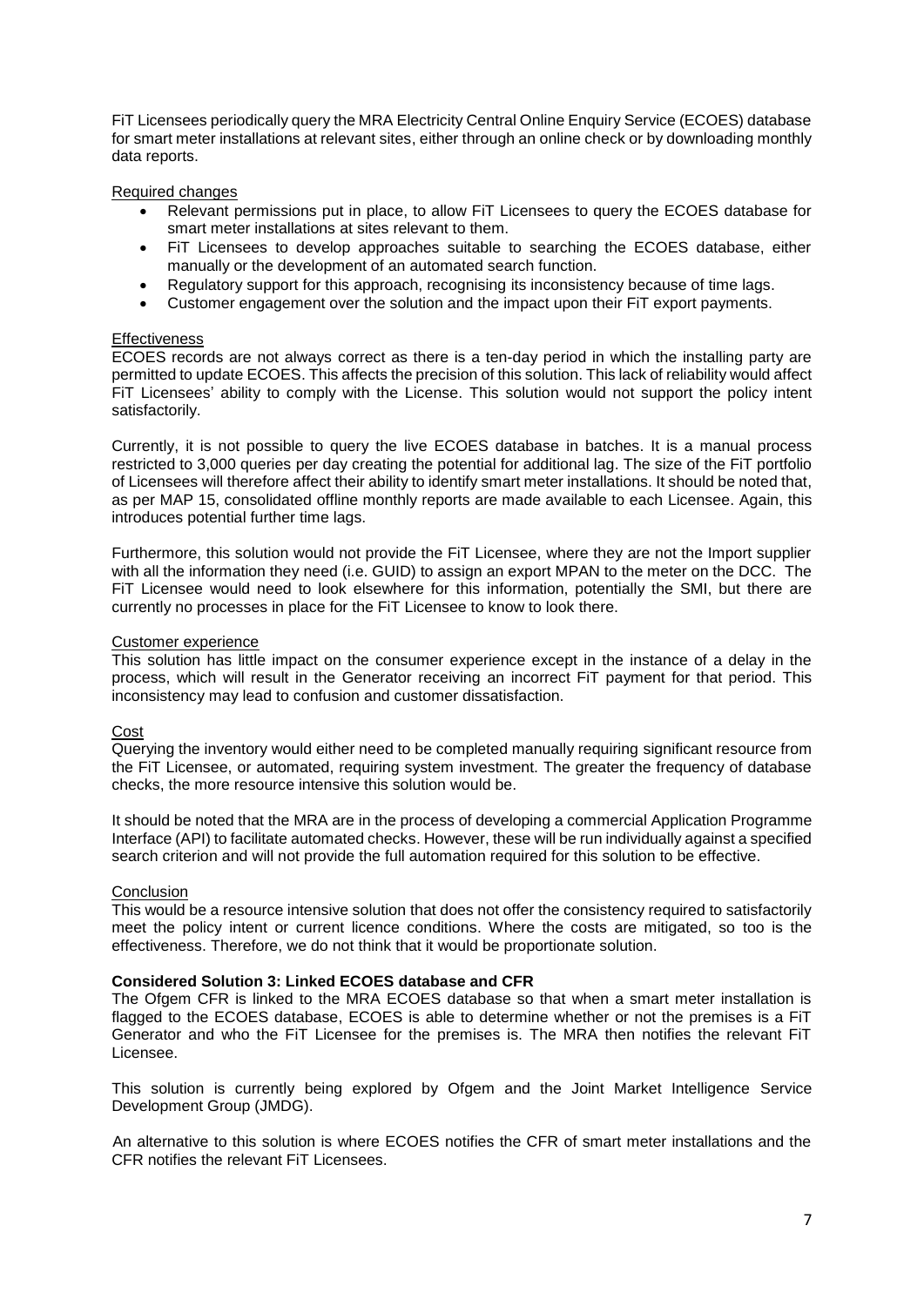FiT Licensees periodically query the MRA Electricity Central Online Enquiry Service (ECOES) database for smart meter installations at relevant sites, either through an online check or by downloading monthly data reports.

Required changes

- Relevant permissions put in place, to allow FiT Licensees to query the ECOES database for smart meter installations at sites relevant to them.
- FiT Licensees to develop approaches suitable to searching the ECOES database, either manually or the development of an automated search function.
- Regulatory support for this approach, recognising its inconsistency because of time lags.
- Customer engagement over the solution and the impact upon their FiT export payments.

Effectiveness

ECOES records are not always correct as there is a ten-day period in which the installing party are permitted to update ECOES. This affects the precision of this solution. This lack of reliability would affect FiT Licensees' ability to comply with the License. This solution would not support the policy intent satisfactorily.

Currently, it is not possible to query the live ECOES database in batches. It is a manual process restricted to 3,000 queries per day creating the potential for additional lag. The size of the FiT portfolio of Licensees will therefore affect their ability to identify smart meter installations. It should be noted that, as per MAP 15, consolidated offline monthly reports are made available to each Licensee. Again, this introduces potential further time lags.

Furthermore, this solution would not provide the FiT Licensee, where they are not the Import supplier with all the information they need (i.e. GUID) to assign an export MPAN to the meter on the DCC. The FiT Licensee would need to look elsewhere for this information, potentially the SMI, but there are currently no processes in place for the FiT Licensee to know to look there.

Customer experience

This solution has little impact on the consumer experience except in the instance of a delay in the process, which will result in the Generator receiving an incorrect FiT payment for that period. This inconsistency may lead to confusion and customer dissatisfaction.

Cost

Querying the inventory would either need to be completed manually requiring significant resource from the FiT Licensee, or automated, requiring system investment. The greater the frequency of database checks, the more resource intensive this solution would be.

It should be noted that the MRA are in the process of developing a commercial Application Programme Interface (API) to facilitate automated checks. However, these will be run individually against a specified search criterion and will not provide the full automation required for this solution to be effective.

Conclusion

This would be a resource intensive solution that does not offer the consistency required to satisfactorily meet the policy intent or current licence conditions. Where the costs are mitigated, so too is the effectiveness. Therefore, we do not think that it would be proportionate solution.

**Considered Solution 3: Linked ECOES database and CFR**

The Ofgem CFR is linked to the MRA ECOES database so that when a smart meter installation is flagged to the ECOES database, ECOES is able to determine whether or not the premises is a FiT Generator and who the FiT Licensee for the premises is. The MRA then notifies the relevant FiT Licensee.

This solution is currently being explored by Ofgem and the Joint Market Intelligence Service Development Group (JMDG).

An alternative to this solution is where ECOES notifies the CFR of smart meter installations and the CFR notifies the relevant FiT Licensees.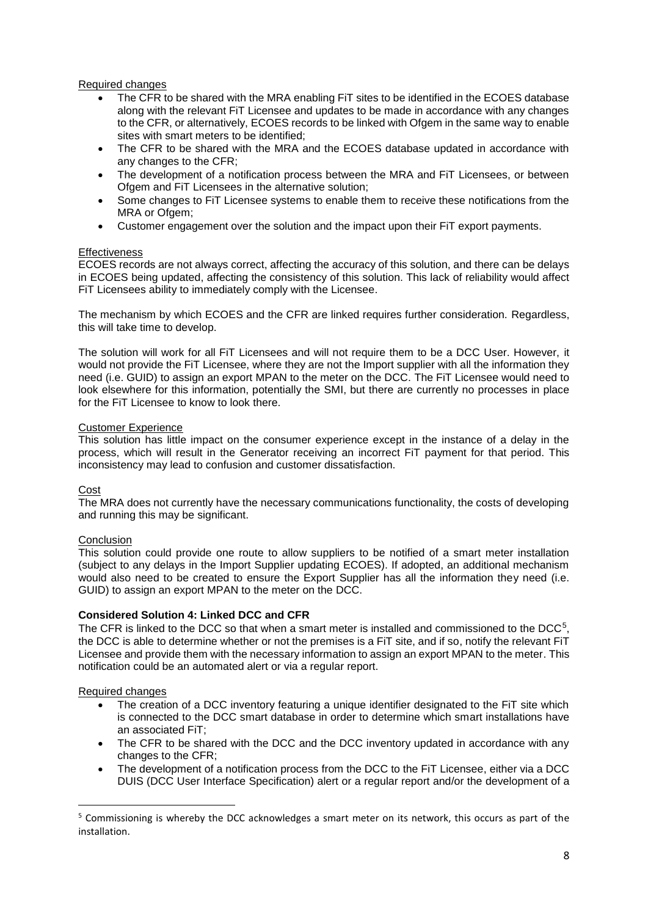Required changes

- The CFR to be shared with the MRA enabling FiT sites to be identified in the ECOES database along with the relevant FiT Licensee and updates to be made in accordance with any changes to the CFR, or alternatively, ECOES records to be linked with Ofgem in the same way to enable sites with smart meters to be identified;
- The CFR to be shared with the MRA and the ECOES database updated in accordance with any changes to the CFR;
- The development of a notification process between the MRA and FiT Licensees, or between Ofgem and FiT Licensees in the alternative solution;
- Some changes to FiT Licensee systems to enable them to receive these notifications from the MRA or Ofgem;
- Customer engagement over the solution and the impact upon their FiT export payments.

Effectiveness

ECOES records are not always correct, affecting the accuracy of this solution, and there can be delays in ECOES being updated, affecting the consistency of this solution. This lack of reliability would affect FiT Licensees ability to immediately comply with the Licensee.

The mechanism by which ECOES and the CFR are linked requires further consideration. Regardless, this will take time to develop.

The solution will work for all FiT Licensees and will not require them to be a DCC User. However, it would not provide the FiT Licensee, where they are not the Import supplier with all the information they need (i.e. GUID) to assign an export MPAN to the meter on the DCC. The FiT Licensee would need to look elsewhere for this information, potentially the SMI, but there are currently no processes in place for the FiT Licensee to know to look there.

Customer Experience

This solution has little impact on the consumer experience except in the instance of a delay in the process, which will result in the Generator receiving an incorrect FiT payment for that period. This inconsistency may lead to confusion and customer dissatisfaction.

Cost

The MRA does not currently have the necessary communications functionality, the costs of developing and running this may be significant.

Conclusion

This solution could provide one route to allow suppliers to be notified of a smart meter installation (subject to any delays in the Import Supplier updating ECOES). If adopted, an additional mechanism would also need to be created to ensure the Export Supplier has all the information they need (i.e. GUID) to assign an export MPAN to the meter on the DCC.

**Considered Solution 4: Linked DCC and CFR**

The CFR is linked to the DCC so that when a smart meter is installed and commissioned to the DCC[5], the DCC is able to determine whether or not the premises is a FiT site, and if so, notify the relevant FiT Licensee and provide them with the necessary information to assign an export MPAN to the meter. This notification could be an automated alert or via a regular report.

Required changes

- The creation of a DCC inventory featuring a unique identifier designated to the FiT site which is connected to the DCC smart database in order to determine which smart installations have an associated FiT;
- The CFR to be shared with the DCC and the DCC inventory updated in accordance with any changes to the CFR;
- The development of a notification process from the DCC to the FiT Licensee, either via a DCC DUIS (DCC User Interface Specification) alert or a regular report and/or the development of a

[5] Commissioning is whereby the DCC acknowledges a smart meter on its network, this occurs as part of the installation.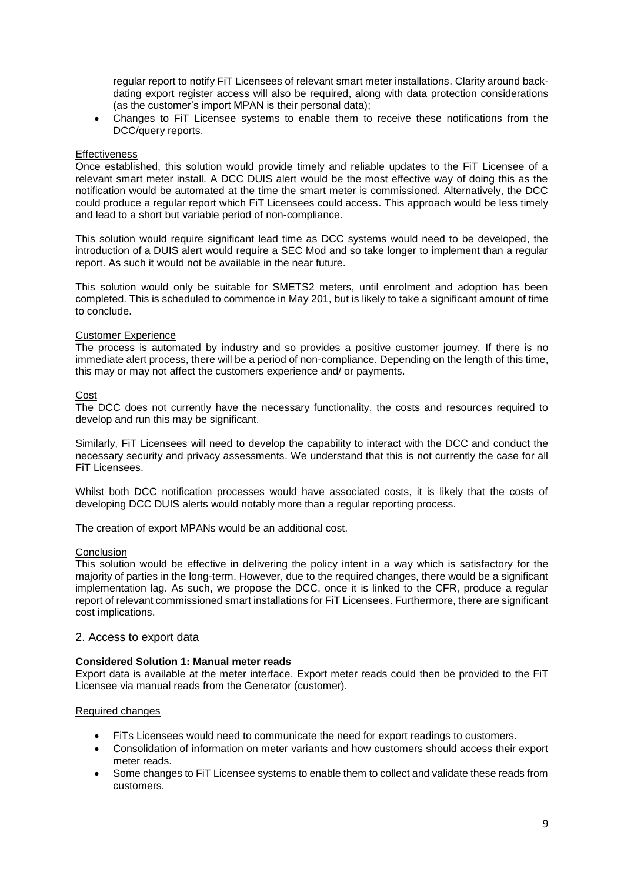regular report to notify FiT Licensees of relevant smart meter installations. Clarity around back-dating export register access will also be required, along with data protection considerations (as the customer's import MPAN is their personal data);

- Changes to FiT Licensee systems to enable them to receive these notifications from the DCC/query reports.

Effectiveness

Once established, this solution would provide timely and reliable updates to the FiT Licensee of a relevant smart meter install. A DCC DUIS alert would be the most effective way of doing this as the notification would be automated at the time the smart meter is commissioned. Alternatively, the DCC could produce a regular report which FiT Licensees could access. This approach would be less timely and lead to a short but variable period of non-compliance.

This solution would require significant lead time as DCC systems would need to be developed, the introduction of a DUIS alert would require a SEC Mod and so take longer to implement than a regular report. As such it would not be available in the near future.

This solution would only be suitable for SMETS2 meters, until enrolment and adoption has been completed. This is scheduled to commence in May 201, but is likely to take a significant amount of time to conclude.

Customer Experience

The process is automated by industry and so provides a positive customer journey. If there is no immediate alert process, there will be a period of non-compliance. Depending on the length of this time, this may or may not affect the customers experience and/ or payments.

Cost

The DCC does not currently have the necessary functionality, the costs and resources required to develop and run this may be significant.

Similarly, FiT Licensees will need to develop the capability to interact with the DCC and conduct the necessary security and privacy assessments. We understand that this is not currently the case for all FiT Licensees.

Whilst both DCC notification processes would have associated costs, it is likely that the costs of developing DCC DUIS alerts would notably more than a regular reporting process.

The creation of export MPANs would be an additional cost.

Conclusion

This solution would be effective in delivering the policy intent in a way which is satisfactory for the majority of parties in the long-term. However, due to the required changes, there would be a significant implementation lag. As such, we propose the DCC, once it is linked to the CFR, produce a regular report of relevant commissioned smart installations for FiT Licensees. Furthermore, there are significant cost implications.

## 2. Access to export data

**Considered Solution 1: Manual meter reads**

Export data is available at the meter interface. Export meter reads could then be provided to the FiT Licensee via manual reads from the Generator (customer).

Required changes

- FiTs Licensees would need to communicate the need for export readings to customers.
- Consolidation of information on meter variants and how customers should access their export meter reads.
- Some changes to FiT Licensee systems to enable them to collect and validate these reads from customers.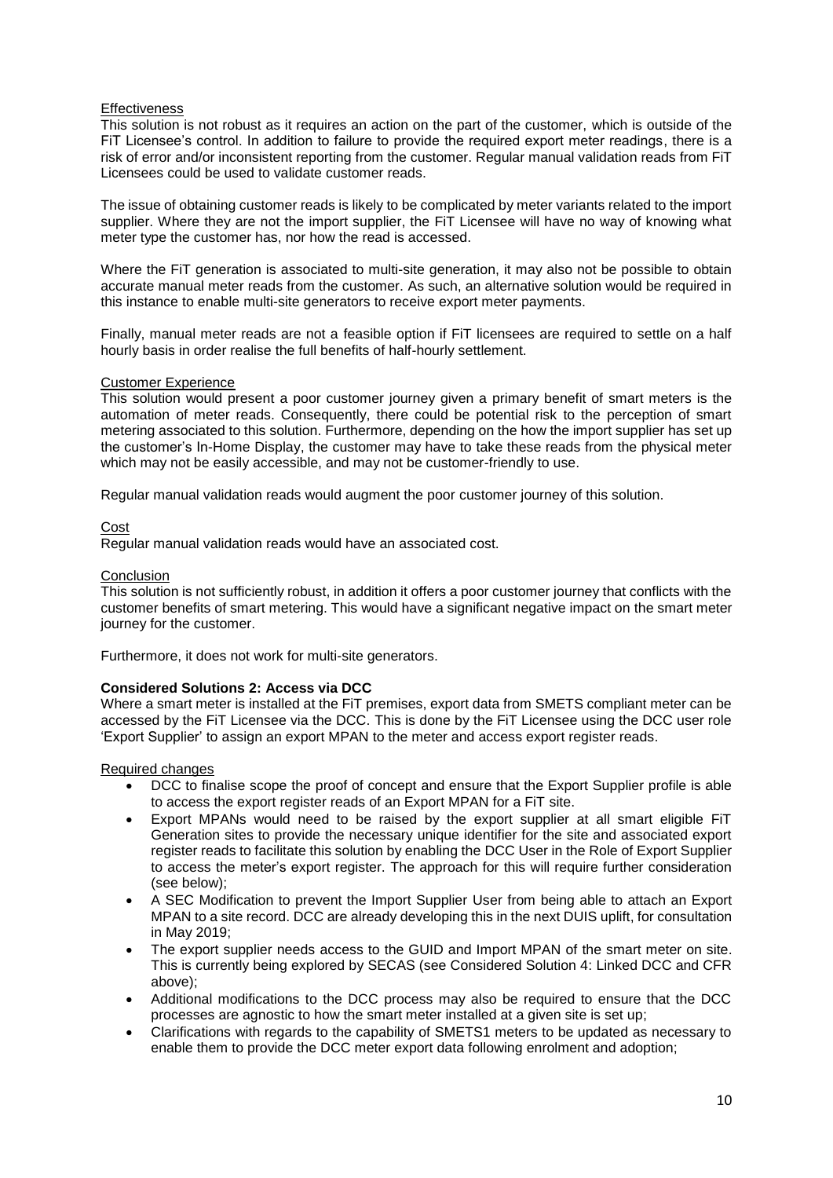Effectiveness

This solution is not robust as it requires an action on the part of the customer, which is outside of the FiT Licensee's control. In addition to failure to provide the required export meter readings, there is a risk of error and/or inconsistent reporting from the customer. Regular manual validation reads from FiT Licensees could be used to validate customer reads.

The issue of obtaining customer reads is likely to be complicated by meter variants related to the import supplier. Where they are not the import supplier, the FiT Licensee will have no way of knowing what meter type the customer has, nor how the read is accessed.

Where the FiT generation is associated to multi-site generation, it may also not be possible to obtain accurate manual meter reads from the customer. As such, an alternative solution would be required in this instance to enable multi-site generators to receive export meter payments.

Finally, manual meter reads are not a feasible option if FiT licensees are required to settle on a half hourly basis in order realise the full benefits of half-hourly settlement.

Customer Experience

This solution would present a poor customer journey given a primary benefit of smart meters is the automation of meter reads. Consequently, there could be potential risk to the perception of smart metering associated to this solution. Furthermore, depending on the how the import supplier has set up the customer's In-Home Display, the customer may have to take these reads from the physical meter which may not be easily accessible, and may not be customer-friendly to use.

Regular manual validation reads would augment the poor customer journey of this solution.

Cost

Regular manual validation reads would have an associated cost.

Conclusion

This solution is not sufficiently robust, in addition it offers a poor customer journey that conflicts with the customer benefits of smart metering. This would have a significant negative impact on the smart meter journey for the customer.

Furthermore, it does not work for multi-site generators.

**Considered Solutions 2: Access via DCC**

Where a smart meter is installed at the FiT premises, export data from SMETS compliant meter can be accessed by the FiT Licensee via the DCC. This is done by the FiT Licensee using the DCC user role 'Export Supplier' to assign an export MPAN to the meter and access export register reads.

Required changes

- DCC to finalise scope the proof of concept and ensure that the Export Supplier profile is able to access the export register reads of an Export MPAN for a FiT site.
- Export MPANs would need to be raised by the export supplier at all smart eligible FiT Generation sites to provide the necessary unique identifier for the site and associated export register reads to facilitate this solution by enabling the DCC User in the Role of Export Supplier to access the meter's export register. The approach for this will require further consideration (see below);
- A SEC Modification to prevent the Import Supplier User from being able to attach an Export MPAN to a site record. DCC are already developing this in the next DUIS uplift, for consultation in May 2019;
- The export supplier needs access to the GUID and Import MPAN of the smart meter on site. This is currently being explored by SECAS (see Considered Solution 4: Linked DCC and CFR above);
- Additional modifications to the DCC process may also be required to ensure that the DCC processes are agnostic to how the smart meter installed at a given site is set up;
- Clarifications with regards to the capability of SMETS1 meters to be updated as necessary to enable them to provide the DCC meter export data following enrolment and adoption;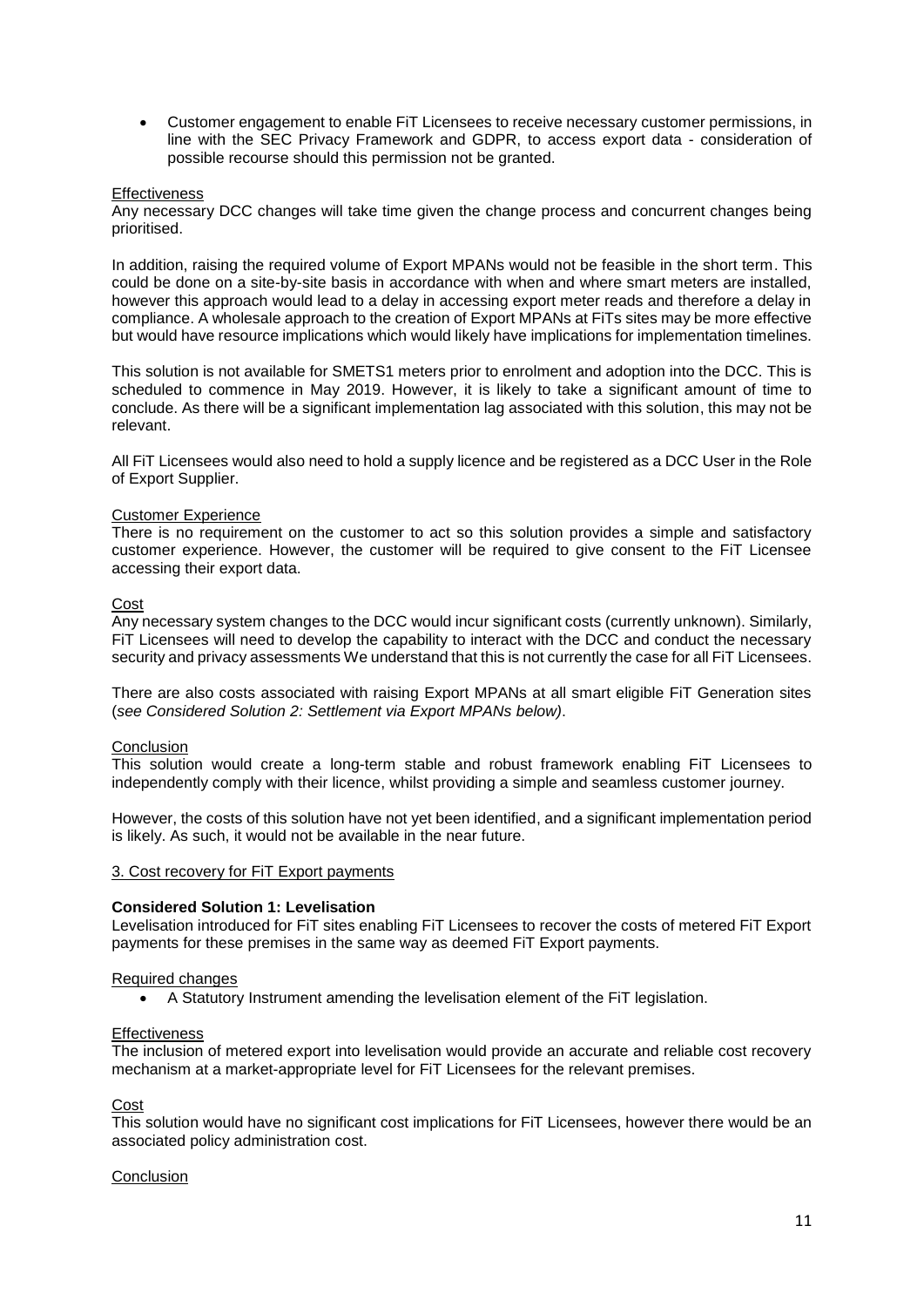- Customer engagement to enable FiT Licensees to receive necessary customer permissions, in line with the SEC Privacy Framework and GDPR, to access export data - consideration of possible recourse should this permission not be granted.

Effectiveness

Any necessary DCC changes will take time given the change process and concurrent changes being prioritised.

In addition, raising the required volume of Export MPANs would not be feasible in the short term. This could be done on a site-by-site basis in accordance with when and where smart meters are installed, however this approach would lead to a delay in accessing export meter reads and therefore a delay in compliance. A wholesale approach to the creation of Export MPANs at FiTs sites may be more effective but would have resource implications which would likely have implications for implementation timelines.

This solution is not available for SMETS1 meters prior to enrolment and adoption into the DCC. This is scheduled to commence in May 2019. However, it is likely to take a significant amount of time to conclude. As there will be a significant implementation lag associated with this solution, this may not be relevant.

All FiT Licensees would also need to hold a supply licence and be registered as a DCC User in the Role of Export Supplier.

Customer Experience

There is no requirement on the customer to act so this solution provides a simple and satisfactory customer experience. However, the customer will be required to give consent to the FiT Licensee accessing their export data.

Cost

Any necessary system changes to the DCC would incur significant costs (currently unknown). Similarly, FiT Licensees will need to develop the capability to interact with the DCC and conduct the necessary security and privacy assessments We understand that this is not currently the case for all FiT Licensees.

There are also costs associated with raising Export MPANs at all smart eligible FiT Generation sites (*see Considered Solution 2: Settlement via Export MPANs below)*.

Conclusion

This solution would create a long-term stable and robust framework enabling FiT Licensees to independently comply with their licence, whilst providing a simple and seamless customer journey.

However, the costs of this solution have not yet been identified, and a significant implementation period is likely. As such, it would not be available in the near future.

3. Cost recovery for FiT Export payments

**Considered Solution 1: Levelisation**

Levelisation introduced for FiT sites enabling FiT Licensees to recover the costs of metered FiT Export payments for these premises in the same way as deemed FiT Export payments.

Required changes

- A Statutory Instrument amending the levelisation element of the FiT legislation.

Effectiveness

The inclusion of metered export into levelisation would provide an accurate and reliable cost recovery mechanism at a market-appropriate level for FiT Licensees for the relevant premises.

Cost

This solution would have no significant cost implications for FiT Licensees, however there would be an associated policy administration cost.

Conclusion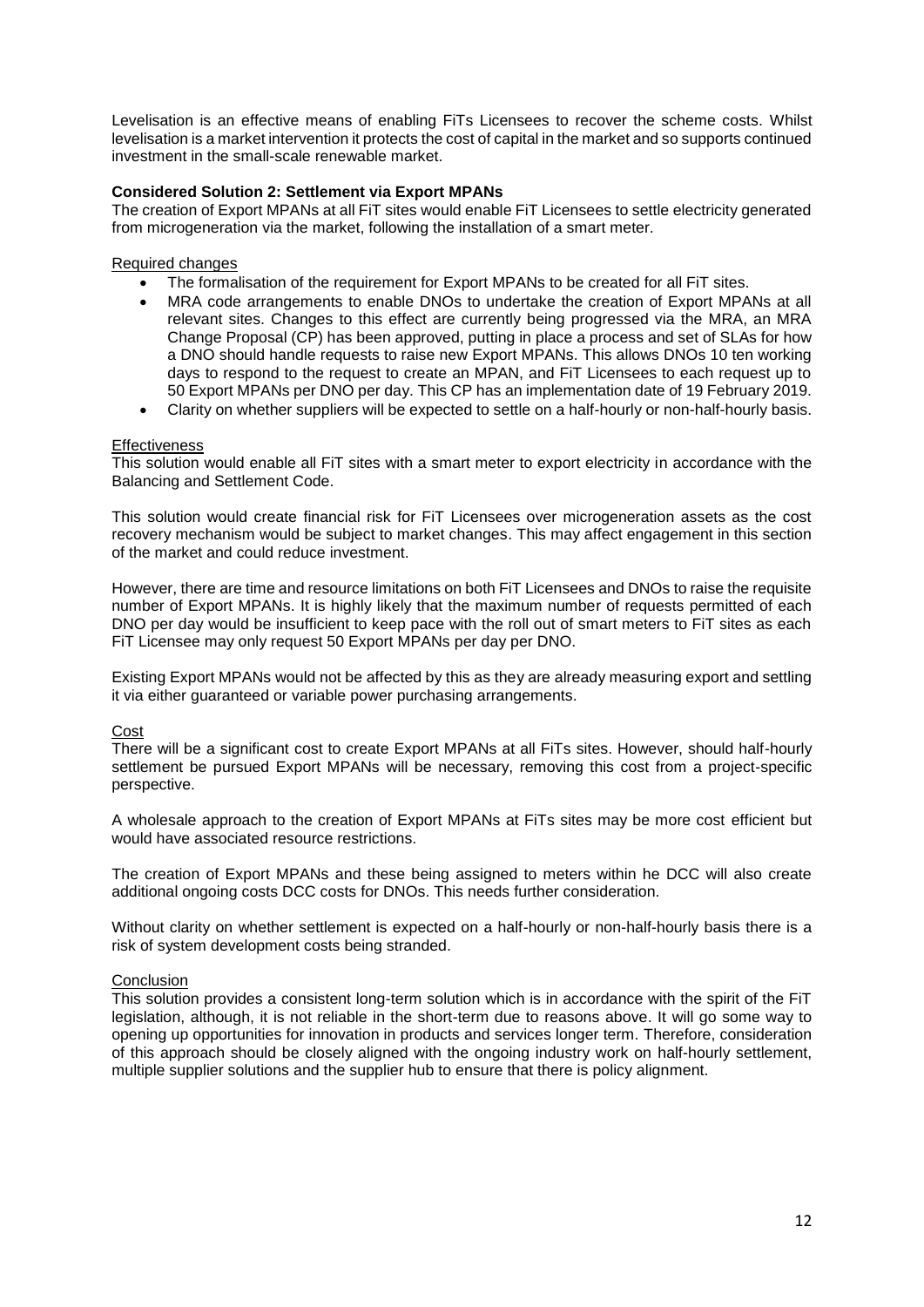Levelisation is an effective means of enabling FiTs Licensees to recover the scheme costs. Whilst levelisation is a market intervention it protects the cost of capital in the market and so supports continued investment in the small-scale renewable market.

**Considered Solution 2: Settlement via Export MPANs**

The creation of Export MPANs at all FiT sites would enable FiT Licensees to settle electricity generated from microgeneration via the market, following the installation of a smart meter.

Required changes

- The formalisation of the requirement for Export MPANs to be created for all FiT sites.
- MRA code arrangements to enable DNOs to undertake the creation of Export MPANs at all relevant sites. Changes to this effect are currently being progressed via the MRA, an MRA Change Proposal (CP) has been approved, putting in place a process and set of SLAs for how a DNO should handle requests to raise new Export MPANs. This allows DNOs 10 ten working days to respond to the request to create an MPAN, and FiT Licensees to each request up to 50 Export MPANs per DNO per day. This CP has an implementation date of 19 February 2019.
- Clarity on whether suppliers will be expected to settle on a half-hourly or non-half-hourly basis.

Effectiveness

This solution would enable all FiT sites with a smart meter to export electricity in accordance with the Balancing and Settlement Code.

This solution would create financial risk for FiT Licensees over microgeneration assets as the cost recovery mechanism would be subject to market changes. This may affect engagement in this section of the market and could reduce investment.

However, there are time and resource limitations on both FiT Licensees and DNOs to raise the requisite number of Export MPANs. It is highly likely that the maximum number of requests permitted of each DNO per day would be insufficient to keep pace with the roll out of smart meters to FiT sites as each FiT Licensee may only request 50 Export MPANs per day per DNO.

Existing Export MPANs would not be affected by this as they are already measuring export and settling it via either guaranteed or variable power purchasing arrangements.

Cost

There will be a significant cost to create Export MPANs at all FiTs sites. However, should half-hourly settlement be pursued Export MPANs will be necessary, removing this cost from a project-specific perspective.

A wholesale approach to the creation of Export MPANs at FiTs sites may be more cost efficient but would have associated resource restrictions.

The creation of Export MPANs and these being assigned to meters within he DCC will also create additional ongoing costs DCC costs for DNOs. This needs further consideration.

Without clarity on whether settlement is expected on a half-hourly or non-half-hourly basis there is a risk of system development costs being stranded.

Conclusion

This solution provides a consistent long-term solution which is in accordance with the spirit of the FiT legislation, although, it is not reliable in the short-term due to reasons above. It will go some way to opening up opportunities for innovation in products and services longer term. Therefore, consideration of this approach should be closely aligned with the ongoing industry work on half-hourly settlement, multiple supplier solutions and the supplier hub to ensure that there is policy alignment.